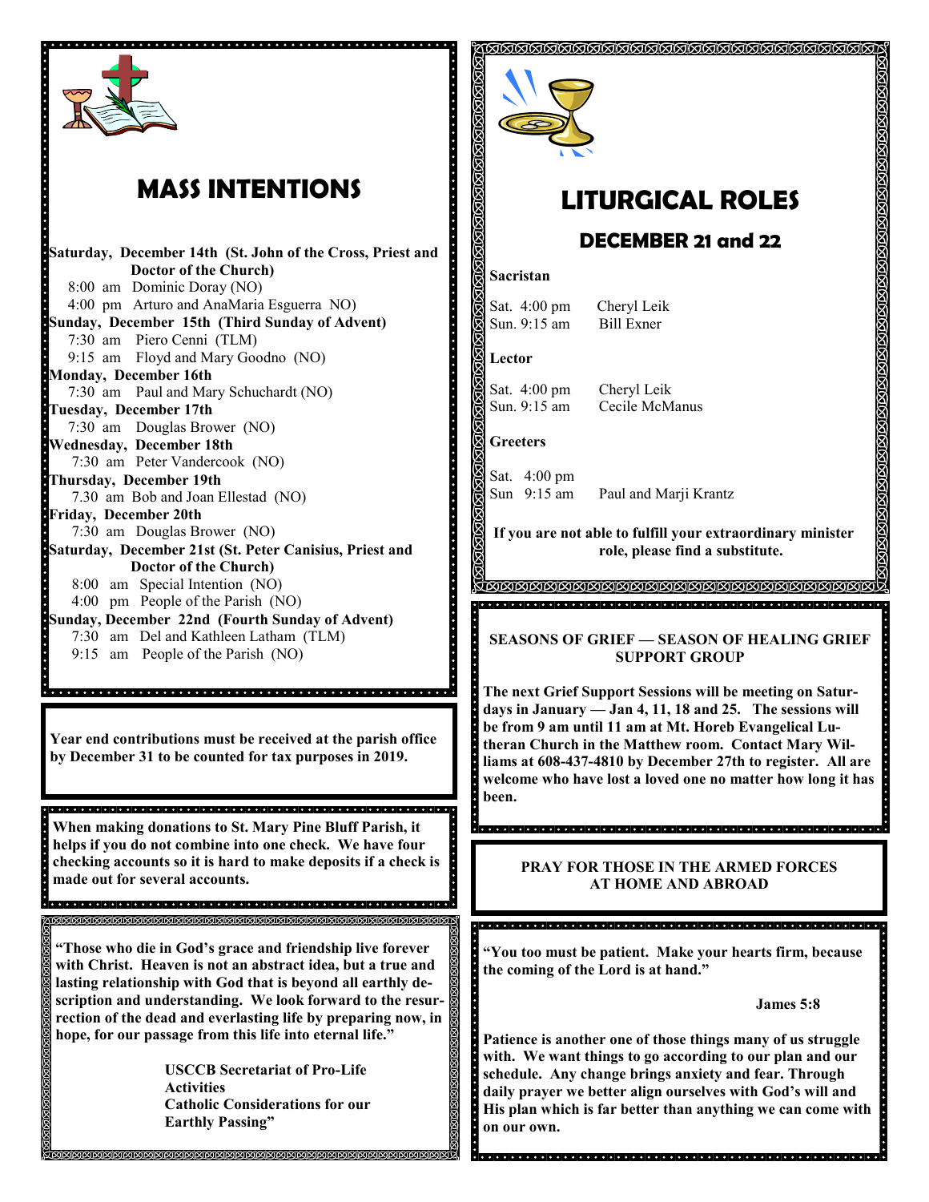# MASS INTENTIONS

**Saturday, December 14th (St. John of the Cross, Priest and Doctor of the Church)**
8:00 am Dominic Doray (NO)
4:00 pm Arturo and AnaMaria Esguerra NO)

**Sunday, December 15th (Third Sunday of Advent)**
7:30 am Piero Cenni (TLM)
9:15 am Floyd and Mary Goodno (NO)

**Monday, December 16th**
7:30 am Paul and Mary Schuchardt (NO)

**Tuesday, December 17th**
7:30 am Douglas Brower (NO)

**Wednesday, December 18th**
7:30 am Peter Vandercook (NO)

**Thursday, December 19th**
7.30 am Bob and Joan Ellestad (NO)

**Friday, December 20th**
7:30 am Douglas Brower (NO)

**Saturday, December 21st (St. Peter Canisius, Priest and Doctor of the Church)**
8:00 am Special Intention (NO)
4:00 pm People of the Parish (NO)

**Sunday, December 22nd (Fourth Sunday of Advent)**
7:30 am Del and Kathleen Latham (TLM)
9:15 am People of the Parish (NO)

**Year end contributions must be received at the parish office by December 31 to be counted for tax purposes in 2019.**

**When making donations to St. Mary Pine Bluff Parish, it helps if you do not combine into one check. We have four checking accounts so it is hard to make deposits if a check is made out for several accounts.**

**"Those who die in God's grace and friendship live forever with Christ. Heaven is not an abstract idea, but a true and lasting relationship with God that is beyond all earthly description and understanding. We look forward to the resurrection of the dead and everlasting life by preparing now, in hope, for our passage from this life into eternal life."**

**USCCB Secretariat of Pro-Life Activities**
**Catholic Considerations for our Earthly Passing"**

# LITURGICAL ROLES

## DECEMBER 21 and 22

**Sacristan**

Sat. 4:00 pm Cheryl Leik
Sun. 9:15 am Bill Exner

**Lector**

Sat. 4:00 pm Cheryl Leik
Sun. 9:15 am Cecile McManus

**Greeters**

Sat. 4:00 pm
Sun 9:15 am Paul and Marji Krantz

**If you are not able to fulfill your extraordinary minister role, please find a substitute.**

**SEASONS OF GRIEF — SEASON OF HEALING GRIEF SUPPORT GROUP**

**The next Grief Support Sessions will be meeting on Saturdays in January — Jan 4, 11, 18 and 25. The sessions will be from 9 am until 11 am at Mt. Horeb Evangelical Lutheran Church in the Matthew room. Contact Mary Williams at 608-437-4810 by December 27th to register. All are welcome who have lost a loved one no matter how long it has been.**

**PRAY FOR THOSE IN THE ARMED FORCES AT HOME AND ABROAD**

**"You too must be patient. Make your hearts firm, because the coming of the Lord is at hand."**

**James 5:8**

**Patience is another one of those things many of us struggle with. We want things to go according to our plan and our schedule. Any change brings anxiety and fear. Through daily prayer we better align ourselves with God's will and His plan which is far better than anything we can come with on our own.**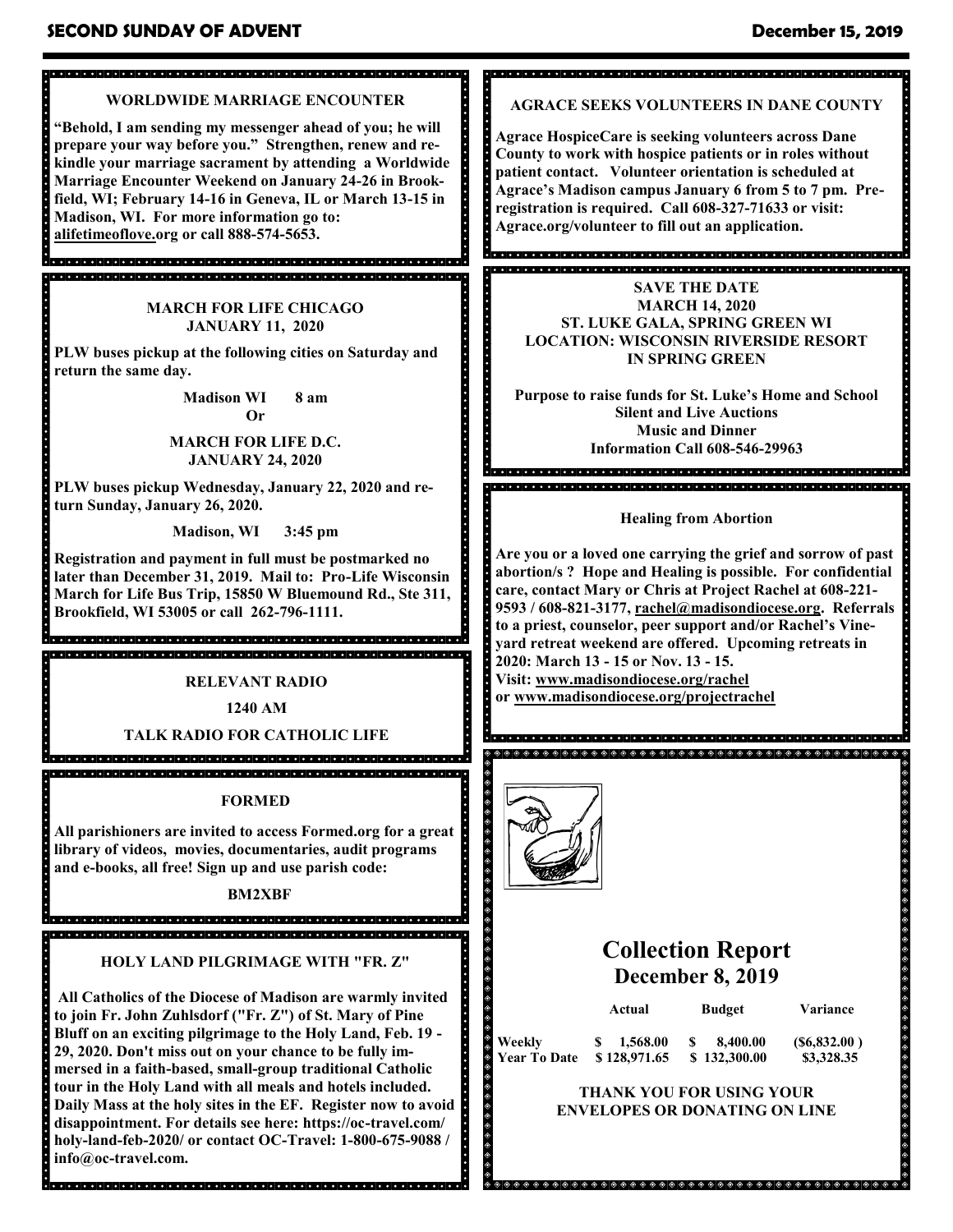### WORLDWIDE MARRIAGE ENCOUNTER

**"Behold, I am sending my messenger ahead of you; he will prepare your way before you." Strengthen, renew and re-kindle your marriage sacrament by attending a Worldwide Marriage Encounter Weekend on January 24-26 in Brookfield, WI; February 14-16 in Geneva, IL or March 13-15 in Madison, WI. For more information go to: alifetimeoflove.org or call 888-574-5653.**

### MARCH FOR LIFE CHICAGO
### JANUARY 11, 2020

**PLW buses pickup at the following cities on Saturday and return the same day.**

**Madison WI 8 am**

**Or**

### MARCH FOR LIFE D.C.
### JANUARY 24, 2020

**PLW buses pickup Wednesday, January 22, 2020 and return Sunday, January 26, 2020.**

**Madison, WI 3:45 pm**

**Registration and payment in full must be postmarked no later than December 31, 2019. Mail to: Pro-Life Wisconsin March for Life Bus Trip, 15850 W Bluemound Rd., Ste 311, Brookfield, WI 53005 or call 262-796-1111.**

### RELEVANT RADIO

**1240 AM**

**TALK RADIO FOR CATHOLIC LIFE**

### FORMED

**All parishioners are invited to access Formed.org for a great library of videos, movies, documentaries, audit programs and e-books, all free! Sign up and use parish code:**

**BM2XBF**

### HOLY LAND PILGRIMAGE WITH "FR. Z"

**All Catholics of the Diocese of Madison are warmly invited to join Fr. John Zuhlsdorf ("Fr. Z") of St. Mary of Pine Bluff on an exciting pilgrimage to the Holy Land, Feb. 19 - 29, 2020. Don't miss out on your chance to be fully immersed in a faith-based, small-group traditional Catholic tour in the Holy Land with all meals and hotels included. Daily Mass at the holy sites in the EF. Register now to avoid disappointment. For details see here: https://oc-travel.com/holy-land-feb-2020/ or contact OC-Travel: 1-800-675-9088 / info@oc-travel.com.**

### AGRACE SEEKS VOLUNTEERS IN DANE COUNTY

**Agrace HospiceCare is seeking volunteers across Dane County to work with hospice patients or in roles without patient contact. Volunteer orientation is scheduled at Agrace's Madison campus January 6 from 5 to 7 pm. Pre-registration is required. Call 608-327-71633 or visit: Agrace.org/volunteer to fill out an application.**

### SAVE THE DATE
### MARCH 14, 2020
### ST. LUKE GALA, SPRING GREEN WI
### LOCATION: WISCONSIN RIVERSIDE RESORT IN SPRING GREEN

**Purpose to raise funds for St. Luke's Home and School**
**Silent and Live Auctions**
**Music and Dinner**
**Information Call 608-546-29963**

### Healing from Abortion

**Are you or a loved one carrying the grief and sorrow of past abortion/s ? Hope and Healing is possible. For confidential care, contact Mary or Chris at Project Rachel at 608-221-9593 / 608-821-3177, rachel@madisondiocese.org. Referrals to a priest, counselor, peer support and/or Rachel's Vineyard retreat weekend are offered. Upcoming retreats in 2020: March 13 - 15 or Nov. 13 - 15.**
**Visit: www.madisondiocese.org/rachel**
**or www.madisondiocese.org/projectrachel**

## Collection Report
### December 8, 2019

| | Actual | Budget | Variance |
|---|---|---|---|
| Weekly | $ 1,568.00 | $ 8,400.00 | ($6,832.00 ) |
| Year To Date | $ 128,971.65 | $ 132,300.00 | $3,328.35 |

**THANK YOU FOR USING YOUR ENVELOPES OR DONATING ON LINE**